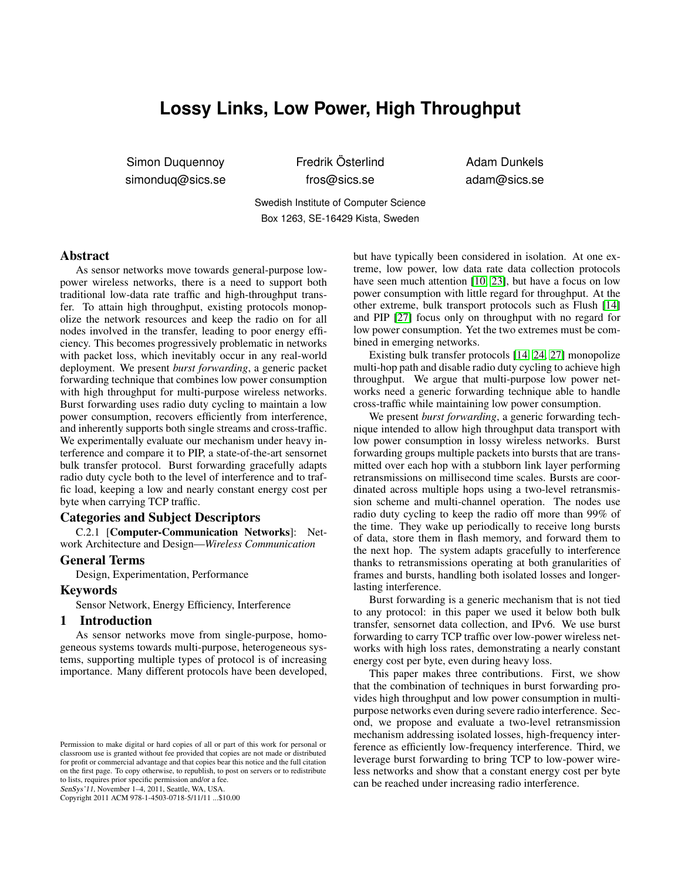# Lossy Links, Low Power, High Throughput

Simon Duquennoy
simonduq@sics.se

Fredrik Österlind
fros@sics.se

Adam Dunkels
adam@sics.se

Swedish Institute of Computer Science
Box 1263, SE-16429 Kista, Sweden

## Abstract

As sensor networks move towards general-purpose low-power wireless networks, there is a need to support both traditional low-data rate traffic and high-throughput transfer. To attain high throughput, existing protocols monopolize the network resources and keep the radio on for all nodes involved in the transfer, leading to poor energy efficiency. This becomes progressively problematic in networks with packet loss, which inevitably occur in any real-world deployment. We present *burst forwarding*, a generic packet forwarding technique that combines low power consumption with high throughput for multi-purpose wireless networks. Burst forwarding uses radio duty cycling to maintain a low power consumption, recovers efficiently from interference, and inherently supports both single streams and cross-traffic. We experimentally evaluate our mechanism under heavy interference and compare it to PIP, a state-of-the-art sensornet bulk transfer protocol. Burst forwarding gracefully adapts radio duty cycle both to the level of interference and to traffic load, keeping a low and nearly constant energy cost per byte when carrying TCP traffic.

## Categories and Subject Descriptors

C.2.1 [**Computer-Communication Networks**]: Network Architecture and Design—*Wireless Communication*

## General Terms

Design, Experimentation, Performance

## Keywords

Sensor Network, Energy Efficiency, Interference

## 1 Introduction

As sensor networks move from single-purpose, homogeneous systems towards multi-purpose, heterogeneous systems, supporting multiple types of protocol is of increasing importance. Many different protocols have been developed, but have typically been considered in isolation. At one extreme, low power, low data rate data collection protocols have seen much attention [10, 23], but have a focus on low power consumption with little regard for throughput. At the other extreme, bulk transport protocols such as Flush [14] and PIP [27] focus only on throughput with no regard for low power consumption. Yet the two extremes must be combined in emerging networks.

Existing bulk transfer protocols [14, 24, 27] monopolize multi-hop path and disable radio duty cycling to achieve high throughput. We argue that multi-purpose low power networks need a generic forwarding technique able to handle cross-traffic while maintaining low power consumption.

We present *burst forwarding*, a generic forwarding technique intended to allow high throughput data transport with low power consumption in lossy wireless networks. Burst forwarding groups multiple packets into bursts that are transmitted over each hop with a stubborn link layer performing retransmissions on millisecond time scales. Bursts are coordinated across multiple hops using a two-level retransmission scheme and multi-channel operation. The nodes use radio duty cycling to keep the radio off more than 99% of the time. They wake up periodically to receive long bursts of data, store them in flash memory, and forward them to the next hop. The system adapts gracefully to interference thanks to retransmissions operating at both granularities of frames and bursts, handling both isolated losses and longer-lasting interference.

Burst forwarding is a generic mechanism that is not tied to any protocol: in this paper we used it below both bulk transfer, sensornet data collection, and IPv6. We use burst forwarding to carry TCP traffic over low-power wireless networks with high loss rates, demonstrating a nearly constant energy cost per byte, even during heavy loss.

This paper makes three contributions. First, we show that the combination of techniques in burst forwarding provides high throughput and low power consumption in multi-purpose networks even during severe radio interference. Second, we propose and evaluate a two-level retransmission mechanism addressing isolated losses, high-frequency interference as efficiently low-frequency interference. Third, we leverage burst forwarding to bring TCP to low-power wireless networks and show that a constant energy cost per byte can be reached under increasing radio interference.

Permission to make digital or hard copies of all or part of this work for personal or classroom use is granted without fee provided that copies are not made or distributed for profit or commercial advantage and that copies bear this notice and the full citation on the first page. To copy otherwise, to republish, to post on servers or to redistribute to lists, requires prior specific permission and/or a fee.
*SenSys'11*, November 1–4, 2011, Seattle, WA, USA.
Copyright 2011 ACM 978-1-4503-0718-5/11/11 ...$10.00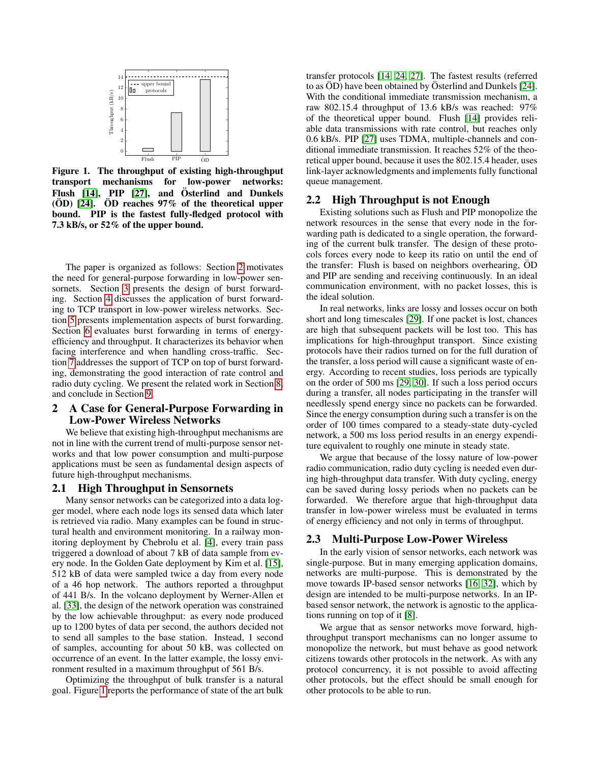Figure 1. The throughput of existing high-throughput transport mechanisms for low-power networks: Flush [14], PIP [27], and Österlind and Dunkels (ÖD) [24]. ÖD reaches 97% of the theoretical upper bound. PIP is the fastest fully-fledged protocol with 7.3 kB/s, or 52% of the upper bound.

The paper is organized as follows: Section 2 motivates the need for general-purpose forwarding in low-power sensornets. Section 3 presents the design of burst forwarding. Section 4 discusses the application of burst forwarding to TCP transport in low-power wireless networks. Section 5 presents implementation aspects of burst forwarding. Section 6 evaluates burst forwarding in terms of energy-efficiency and throughput. It characterizes its behavior when facing interference and when handling cross-traffic. Section 7 addresses the support of TCP on top of burst forwarding, demonstrating the good interaction of rate control and radio duty cycling. We present the related work in Section 8, and conclude in Section 9.

## 2 A Case for General-Purpose Forwarding in Low-Power Wireless Networks

We believe that existing high-throughput mechanisms are not in line with the current trend of multi-purpose sensor networks and that low power consumption and multi-purpose applications must be seen as fundamental design aspects of future high-throughput mechanisms.

### 2.1 High Throughput in Sensornets

Many sensor networks can be categorized into a data logger model, where each node logs its sensed data which later is retrieved via radio. Many examples can be found in structural health and environment monitoring. In a railway monitoring deployment by Chebrolu et al. [4], every train pass triggered a download of about 7 kB of data sample from every node. In the Golden Gate deployment by Kim et al. [15], 512 kB of data were sampled twice a day from every node of a 46 hop network. The authors reported a throughput of 441 B/s. In the volcano deployment by Werner-Allen et al. [33], the design of the network operation was constrained by the low achievable throughput: as every node produced up to 1200 bytes of data per second, the authors decided not to send all samples to the base station. Instead, 1 second of samples, accounting for about 50 kB, was collected on occurrence of an event. In the latter example, the lossy environment resulted in a maximum throughput of 561 B/s.

Optimizing the throughput of bulk transfer is a natural goal. Figure 1 reports the performance of state of the art bulk transfer protocols [14, 24, 27]. The fastest results (referred to as ÖD) have been obtained by Österlind and Dunkels [24]. With the conditional immediate transmission mechanism, a raw 802.15.4 throughput of 13.6 kB/s was reached: 97% of the theoretical upper bound. Flush [14] provides reliable data transmissions with rate control, but reaches only 0.6 kB/s. PIP [27] uses TDMA, multiple-channels and conditional immediate transmission. It reaches 52% of the theoretical upper bound, because it uses the 802.15.4 header, uses link-layer acknowledgments and implements fully functional queue management.

### 2.2 High Throughput is not Enough

Existing solutions such as Flush and PIP monopolize the network resources in the sense that every node in the forwarding path is dedicated to a single operation, the forwarding of the current bulk transfer. The design of these protocols forces every node to keep its ratio on until the end of the transfer: Flush is based on neighbors overhearing, ÖD and PIP are sending and receiving continuously. In an ideal communication environment, with no packet losses, this is the ideal solution.

In real networks, links are lossy and losses occur on both short and long timescales [29]. If one packet is lost, chances are high that subsequent packets will be lost too. This has implications for high-throughput transport. Since existing protocols have their radios turned on for the full duration of the transfer, a loss period will cause a significant waste of energy. According to recent studies, loss periods are typically on the order of 500 ms [29, 30]. If such a loss period occurs during a transfer, all nodes participating in the transfer will needlessly spend energy since no packets can be forwarded. Since the energy consumption during such a transfer is on the order of 100 times compared to a steady-state duty-cycled network, a 500 ms loss period results in an energy expenditure equivalent to roughly one minute in steady state.

We argue that because of the lossy nature of low-power radio communication, radio duty cycling is needed even during high-throughput data transfer. With duty cycling, energy can be saved during lossy periods when no packets can be forwarded. We therefore argue that high-throughput data transfer in low-power wireless must be evaluated in terms of energy efficiency and not only in terms of throughput.

### 2.3 Multi-Purpose Low-Power Wireless

In the early vision of sensor networks, each network was single-purpose. But in many emerging application domains, networks are multi-purpose. This is demonstrated by the move towards IP-based sensor networks [16, 32], which by design are intended to be multi-purpose networks. In an IP-based sensor network, the network is agnostic to the applications running on top of it [8].

We argue that as sensor networks move forward, high-throughput transport mechanisms can no longer assume to monopolize the network, but must behave as good network citizens towards other protocols in the network. As with any protocol concurrency, it is not possible to avoid affecting other protocols, but the effect should be small enough for other protocols to be able to run.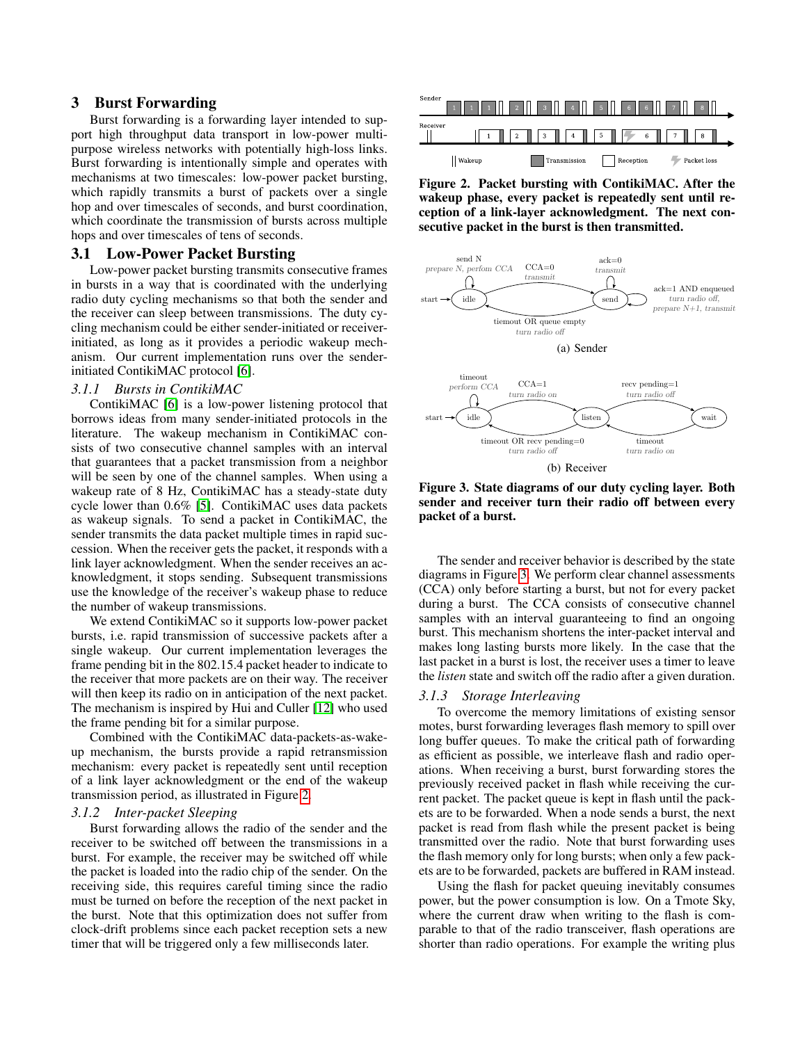## 3 Burst Forwarding

Burst forwarding is a forwarding layer intended to support high throughput data transport in low-power multipurpose wireless networks with potentially high-loss links. Burst forwarding is intentionally simple and operates with mechanisms at two timescales: low-power packet bursting, which rapidly transmits a burst of packets over a single hop and over timescales of seconds, and burst coordination, which coordinate the transmission of bursts across multiple hops and over timescales of tens of seconds.

### 3.1 Low-Power Packet Bursting

Low-power packet bursting transmits consecutive frames in bursts in a way that is coordinated with the underlying radio duty cycling mechanisms so that both the sender and the receiver can sleep between transmissions. The duty cycling mechanism could be either sender-initiated or receiver-initiated, as long as it provides a periodic wakeup mechanism. Our current implementation runs over the sender-initiated ContikiMAC protocol [6].

#### *3.1.1 Bursts in ContikiMAC*

ContikiMAC [6] is a low-power listening protocol that borrows ideas from many sender-initiated protocols in the literature. The wakeup mechanism in ContikiMAC consists of two consecutive channel samples with an interval that guarantees that a packet transmission from a neighbor will be seen by one of the channel samples. When using a wakeup rate of 8 Hz, ContikiMAC has a steady-state duty cycle lower than 0.6% [5]. ContikiMAC uses data packets as wakeup signals. To send a packet in ContikiMAC, the sender transmits the data packet multiple times in rapid succession. When the receiver gets the packet, it responds with a link layer acknowledgment. When the sender receives an acknowledgment, it stops sending. Subsequent transmissions use the knowledge of the receiver's wakeup phase to reduce the number of wakeup transmissions.

We extend ContikiMAC so it supports low-power packet bursts, i.e. rapid transmission of successive packets after a single wakeup. Our current implementation leverages the frame pending bit in the 802.15.4 packet header to indicate to the receiver that more packets are on their way. The receiver will then keep its radio on in anticipation of the next packet. The mechanism is inspired by Hui and Culler [12] who used the frame pending bit for a similar purpose.

Combined with the ContikiMAC data-packets-as-wakeup mechanism, the bursts provide a rapid retransmission mechanism: every packet is repeatedly sent until reception of a link layer acknowledgment or the end of the wakeup transmission period, as illustrated in Figure 2.

#### *3.1.2 Inter-packet Sleeping*

Burst forwarding allows the radio of the sender and the receiver to be switched off between the transmissions in a burst. For example, the receiver may be switched off while the packet is loaded into the radio chip of the sender. On the receiving side, this requires careful timing since the radio must be turned on before the reception of the next packet in the burst. Note that this optimization does not suffer from clock-drift problems since each packet reception sets a new timer that will be triggered only a few milliseconds later.

Sender

1 1 1 2 3 4 5 6 6 7 8

Receiver

1 2 3 4 5 6 7 8

Wakeup Transmission Reception Packet loss

**Figure 2. Packet bursting with ContikiMAC. After the wakeup phase, every packet is repeatedly sent until reception of a link-layer acknowledgment. The next consecutive packet in the burst is then transmitted.**

start → idle, send; send N / *prepare N, perfom CCA*; CCA=0 / *transmit*; ack=0 / *transmit*; ack=1 AND enqueued / *turn radio off, prepare N+1, transmit*; tiemout OR queue empty / *turn radio off*

(a) Sender

start → idle, listen, wait; timeout / *perform CCA*; CCA=1 / *turn radio on*; recv pending=1 / *turn radio off*; timeout OR recv pending=0 / *turn radio off*; timeout / *turn radio on*

(b) Receiver

**Figure 3. State diagrams of our duty cycling layer. Both sender and receiver turn their radio off between every packet of a burst.**

The sender and receiver behavior is described by the state diagrams in Figure 3. We perform clear channel assessments (CCA) only before starting a burst, but not for every packet during a burst. The CCA consists of consecutive channel samples with an interval guaranteeing to find an ongoing burst. This mechanism shortens the inter-packet interval and makes long lasting bursts more likely. In the case that the last packet in a burst is lost, the receiver uses a timer to leave the *listen* state and switch off the radio after a given duration.

#### *3.1.3 Storage Interleaving*

To overcome the memory limitations of existing sensor motes, burst forwarding leverages flash memory to spill over long buffer queues. To make the critical path of forwarding as efficient as possible, we interleave flash and radio operations. When receiving a burst, burst forwarding stores the previously received packet in flash while receiving the current packet. The packet queue is kept in flash until the packets are to be forwarded. When a node sends a burst, the next packet is read from flash while the present packet is being transmitted over the radio. Note that burst forwarding uses the flash memory only for long bursts; when only a few packets are to be forwarded, packets are buffered in RAM instead.

Using the flash for packet queuing inevitably consumes power, but the power consumption is low. On a Tmote Sky, where the current draw when writing to the flash is comparable to that of the radio transceiver, flash operations are shorter than radio operations. For example the writing plus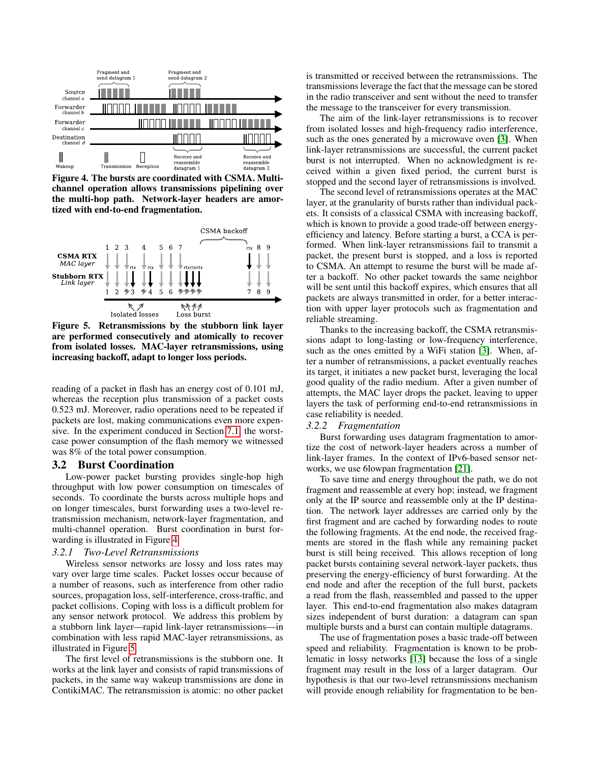Fragment and send datagram 1

Fragment and send datagram 2

Source channel $a$

Forwarder channel $b$

Forwarder channel $c$

Destination channel $d$

Receive and reassemble datagram 1

Receive and reassemble datagram 2

Wakeup

Transmission

Reception

**Figure 4. The bursts are coordinated with CSMA. Multi-channel operation allows transmissions pipelining over the multi-hop path. Network-layer headers are amortized with end-to-end fragmentation.**

CSMA backoff

1 2 3 4 5 6 7 rtx 8 9

**CSMA RTX** *MAC layer*

rtx rtx rtxrtxrtx

**Stubborn RTX** *Link layer*

1 2 3 4 5 6 7 8 9

Isolated losses

Loss burst

**Figure 5. Retransmissions by the stubborn link layer are performed consecutively and atomically to recover from isolated losses. MAC-layer retransmissions, using increasing backoff, adapt to longer loss periods.**

reading of a packet in flash has an energy cost of 0.101 mJ, whereas the reception plus transmission of a packet costs 0.523 mJ. Moreover, radio operations need to be repeated if packets are lost, making communications even more expensive. In the experiment conducted in Section 7.1, the worst-case power consumption of the flash memory we witnessed was 8% of the total power consumption.

## 3.2 Burst Coordination

Low-power packet bursting provides single-hop high throughput with low power consumption on timescales of seconds. To coordinate the bursts across multiple hops and on longer timescales, burst forwarding uses a two-level retransmission mechanism, network-layer fragmentation, and multi-channel operation. Burst coordination in burst forwarding is illustrated in Figure 4.

### 3.2.1 *Two-Level Retransmissions*

Wireless sensor networks are lossy and loss rates may vary over large time scales. Packet losses occur because of a number of reasons, such as interference from other radio sources, propagation loss, self-interference, cross-traffic, and packet collisions. Coping with loss is a difficult problem for any sensor network protocol. We address this problem by a stubborn link layer—rapid link-layer retransmissions—in combination with less rapid MAC-layer retransmissions, as illustrated in Figure 5.

The first level of retransmissions is the stubborn one. It works at the link layer and consists of rapid transmissions of packets, in the same way wakeup transmissions are done in ContikiMAC. The retransmission is atomic: no other packet is transmitted or received between the retransmissions. The transmissions leverage the fact that the message can be stored in the radio transceiver and sent without the need to transfer the message to the transceiver for every transmission.

The aim of the link-layer retransmissions is to recover from isolated losses and high-frequency radio interference, such as the ones generated by a microwave oven [3]. When link-layer retransmissions are successful, the current packet burst is not interrupted. When no acknowledgment is received within a given fixed period, the current burst is stopped and the second layer of retransmissions is involved.

The second level of retransmissions operates at the MAC layer, at the granularity of bursts rather than individual packets. It consists of a classical CSMA with increasing backoff, which is known to provide a good trade-off between energy-efficiency and latency. Before starting a burst, a CCA is performed. When link-layer retransmissions fail to transmit a packet, the present burst is stopped, and a loss is reported to CSMA. An attempt to resume the burst will be made after a backoff. No other packet towards the same neighbor will be sent until this backoff expires, which ensures that all packets are always transmitted in order, for a better interaction with upper layer protocols such as fragmentation and reliable streaming.

Thanks to the increasing backoff, the CSMA retransmissions adapt to long-lasting or low-frequency interference, such as the ones emitted by a WiFi station [3]. When, after a number of retransmissions, a packet eventually reaches its target, it initiates a new packet burst, leveraging the local good quality of the radio medium. After a given number of attempts, the MAC layer drops the packet, leaving to upper layers the task of performing end-to-end retransmissions in case reliability is needed.

### 3.2.2 *Fragmentation*

Burst forwarding uses datagram fragmentation to amortize the cost of network-layer headers across a number of link-layer frames. In the context of IPv6-based sensor networks, we use 6lowpan fragmentation [21].

To save time and energy throughout the path, we do not fragment and reassemble at every hop; instead, we fragment only at the IP source and reassemble only at the IP destination. The network layer addresses are carried only by the first fragment and are cached by forwarding nodes to route the following fragments. At the end node, the received fragments are stored in the flash while any remaining packet burst is still being received. This allows reception of long packet bursts containing several network-layer packets, thus preserving the energy-efficiency of burst forwarding. At the end node and after the reception of the full burst, packets a read from the flash, reassembled and passed to the upper layer. This end-to-end fragmentation also makes datagram sizes independent of burst duration: a datagram can span multiple bursts and a burst can contain multiple datagrams.

The use of fragmentation poses a basic trade-off between speed and reliability. Fragmentation is known to be problematic in lossy networks [13] because the loss of a single fragment may result in the loss of a larger datagram. Our hypothesis is that our two-level retransmissions mechanism will provide enough reliability for fragmentation to be ben-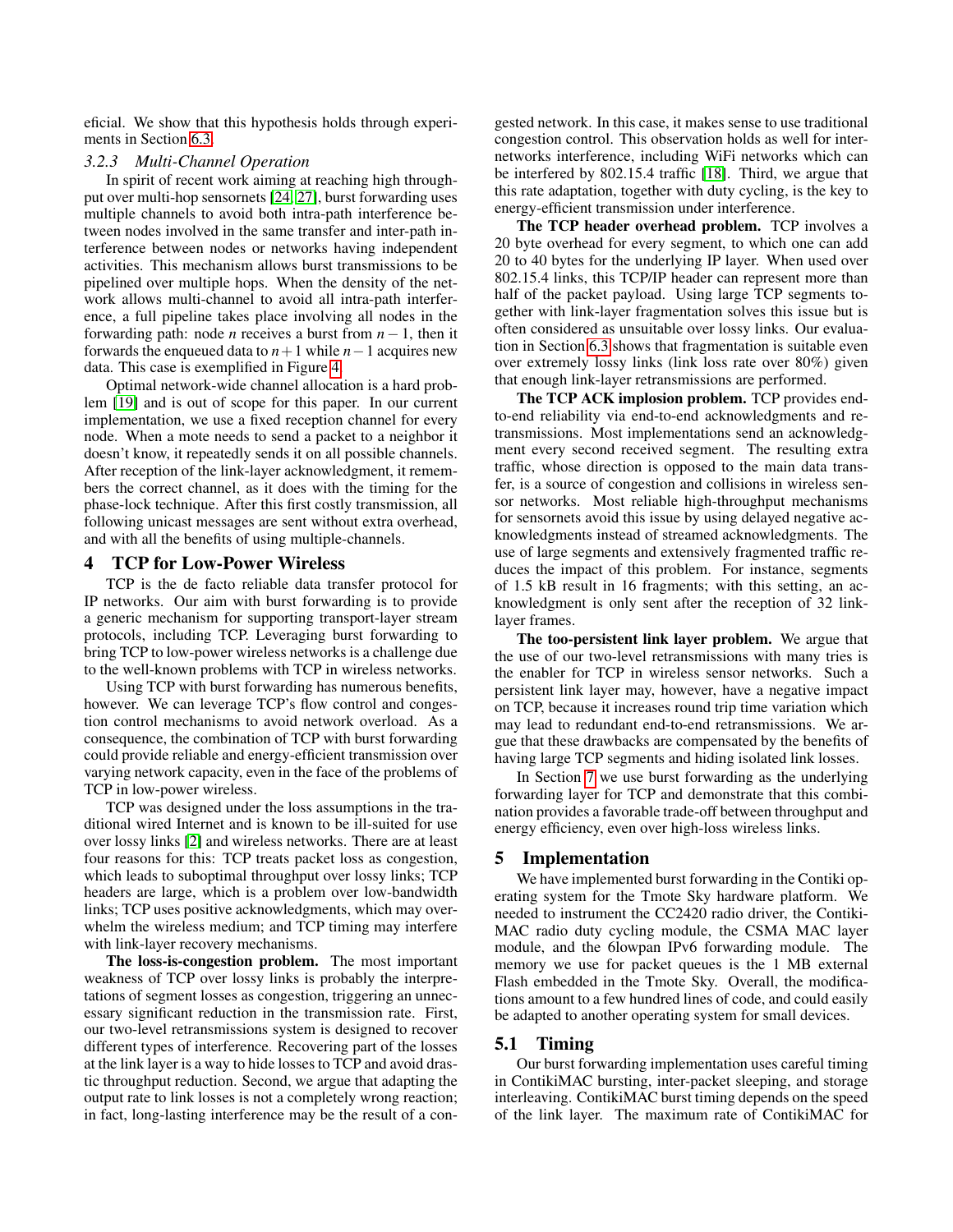eficial. We show that this hypothesis holds through experiments in Section 6.3.

### 3.2.3 Multi-Channel Operation

In spirit of recent work aiming at reaching high throughput over multi-hop sensornets [24, 27], burst forwarding uses multiple channels to avoid both intra-path interference between nodes involved in the same transfer and inter-path interference between nodes or networks having independent activities. This mechanism allows burst transmissions to be pipelined over multiple hops. When the density of the network allows multi-channel to avoid all intra-path interference, a full pipeline takes place involving all nodes in the forwarding path: node $n$ receives a burst from $n-1$, then it forwards the enqueued data to $n+1$ while $n-1$ acquires new data. This case is exemplified in Figure 4.

Optimal network-wide channel allocation is a hard problem [19] and is out of scope for this paper. In our current implementation, we use a fixed reception channel for every node. When a mote needs to send a packet to a neighbor it doesn't know, it repeatedly sends it on all possible channels. After reception of the link-layer acknowledgment, it remembers the correct channel, as it does with the timing for the phase-lock technique. After this first costly transmission, all following unicast messages are sent without extra overhead, and with all the benefits of using multiple-channels.

# 4 TCP for Low-Power Wireless

TCP is the de facto reliable data transfer protocol for IP networks. Our aim with burst forwarding is to provide a generic mechanism for supporting transport-layer stream protocols, including TCP. Leveraging burst forwarding to bring TCP to low-power wireless networks is a challenge due to the well-known problems with TCP in wireless networks.

Using TCP with burst forwarding has numerous benefits, however. We can leverage TCP's flow control and congestion control mechanisms to avoid network overload. As a consequence, the combination of TCP with burst forwarding could provide reliable and energy-efficient transmission over varying network capacity, even in the face of the problems of TCP in low-power wireless.

TCP was designed under the loss assumptions in the traditional wired Internet and is known to be ill-suited for use over lossy links [2] and wireless networks. There are at least four reasons for this: TCP treats packet loss as congestion, which leads to suboptimal throughput over lossy links; TCP headers are large, which is a problem over low-bandwidth links; TCP uses positive acknowledgments, which may overwhelm the wireless medium; and TCP timing may interfere with link-layer recovery mechanisms.

**The loss-is-congestion problem.** The most important weakness of TCP over lossy links is probably the interpretations of segment losses as congestion, triggering an unnecessary significant reduction in the transmission rate. First, our two-level retransmissions system is designed to recover different types of interference. Recovering part of the losses at the link layer is a way to hide losses to TCP and avoid drastic throughput reduction. Second, we argue that adapting the output rate to link losses is not a completely wrong reaction; in fact, long-lasting interference may be the result of a congested network. In this case, it makes sense to use traditional congestion control. This observation holds as well for inter-networks interference, including WiFi networks which can be interfered by 802.15.4 traffic [18]. Third, we argue that this rate adaptation, together with duty cycling, is the key to energy-efficient transmission under interference.

**The TCP header overhead problem.** TCP involves a 20 byte overhead for every segment, to which one can add 20 to 40 bytes for the underlying IP layer. When used over 802.15.4 links, this TCP/IP header can represent more than half of the packet payload. Using large TCP segments together with link-layer fragmentation solves this issue but is often considered as unsuitable over lossy links. Our evaluation in Section 6.3 shows that fragmentation is suitable even over extremely lossy links (link loss rate over 80%) given that enough link-layer retransmissions are performed.

**The TCP ACK implosion problem.** TCP provides end-to-end reliability via end-to-end acknowledgments and retransmissions. Most implementations send an acknowledgment every second received segment. The resulting extra traffic, whose direction is opposed to the main data transfer, is a source of congestion and collisions in wireless sensor networks. Most reliable high-throughput mechanisms for sensornets avoid this issue by using delayed negative acknowledgments instead of streamed acknowledgments. The use of large segments and extensively fragmented traffic reduces the impact of this problem. For instance, segments of 1.5 kB result in 16 fragments; with this setting, an acknowledgment is only sent after the reception of 32 link-layer frames.

**The too-persistent link layer problem.** We argue that the use of our two-level retransmissions with many tries is the enabler for TCP in wireless sensor networks. Such a persistent link layer may, however, have a negative impact on TCP, because it increases round trip time variation which may lead to redundant end-to-end retransmissions. We argue that these drawbacks are compensated by the benefits of having large TCP segments and hiding isolated link losses.

In Section 7 we use burst forwarding as the underlying forwarding layer for TCP and demonstrate that this combination provides a favorable trade-off between throughput and energy efficiency, even over high-loss wireless links.

# 5 Implementation

We have implemented burst forwarding in the Contiki operating system for the Tmote Sky hardware platform. We needed to instrument the CC2420 radio driver, the ContikiMAC radio duty cycling module, the CSMA MAC layer module, and the 6lowpan IPv6 forwarding module. The memory we use for packet queues is the 1 MB external Flash embedded in the Tmote Sky. Overall, the modifications amount to a few hundred lines of code, and could easily be adapted to another operating system for small devices.

## 5.1 Timing

Our burst forwarding implementation uses careful timing in ContikiMAC bursting, inter-packet sleeping, and storage interleaving. ContikiMAC burst timing depends on the speed of the link layer. The maximum rate of ContikiMAC for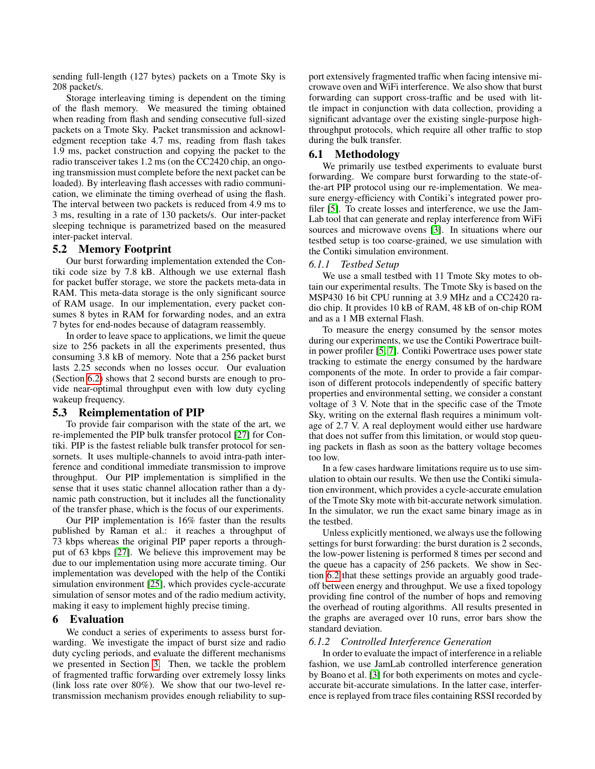sending full-length (127 bytes) packets on a Tmote Sky is 208 packet/s.

Storage interleaving timing is dependent on the timing of the flash memory. We measured the timing obtained when reading from flash and sending consecutive full-sized packets on a Tmote Sky. Packet transmission and acknowledgment reception take 4.7 ms, reading from flash takes 1.9 ms, packet construction and copying the packet to the radio transceiver takes 1.2 ms (on the CC2420 chip, an ongoing transmission must complete before the next packet can be loaded). By interleaving flash accesses with radio communication, we eliminate the timing overhead of using the flash. The interval between two packets is reduced from 4.9 ms to 3 ms, resulting in a rate of 130 packets/s. Our inter-packet sleeping technique is parametrized based on the measured inter-packet interval.

## 5.2 Memory Footprint

Our burst forwarding implementation extended the Contiki code size by 7.8 kB. Although we use external flash for packet buffer storage, we store the packets meta-data in RAM. This meta-data storage is the only significant source of RAM usage. In our implementation, every packet consumes 8 bytes in RAM for forwarding nodes, and an extra 7 bytes for end-nodes because of datagram reassembly.

In order to leave space to applications, we limit the queue size to 256 packets in all the experiments presented, thus consuming 3.8 kB of memory. Note that a 256 packet burst lasts 2.25 seconds when no losses occur. Our evaluation (Section 6.2) shows that 2 second bursts are enough to provide near-optimal throughput even with low duty cycling wakeup frequency.

## 5.3 Reimplementation of PIP

To provide fair comparison with the state of the art, we re-implemented the PIP bulk transfer protocol [27] for Contiki. PIP is the fastest reliable bulk transfer protocol for sensornets. It uses multiple-channels to avoid intra-path interference and conditional immediate transmission to improve throughput. Our PIP implementation is simplified in the sense that it uses static channel allocation rather than a dynamic path construction, but it includes all the functionality of the transfer phase, which is the focus of our experiments.

Our PIP implementation is 16% faster than the results published by Raman et al.: it reaches a throughput of 73 kbps whereas the original PIP paper reports a throughput of 63 kbps [27]. We believe this improvement may be due to our implementation using more accurate timing. Our implementation was developed with the help of the Contiki simulation environment [25], which provides cycle-accurate simulation of sensor motes and of the radio medium activity, making it easy to implement highly precise timing.

# 6 Evaluation

We conduct a series of experiments to assess burst forwarding. We investigate the impact of burst size and radio duty cycling periods, and evaluate the different mechanisms we presented in Section 3. Then, we tackle the problem of fragmented traffic forwarding over extremely lossy links (link loss rate over 80%). We show that our two-level retransmission mechanism provides enough reliability to support extensively fragmented traffic when facing intensive microwave oven and WiFi interference. We also show that burst forwarding can support cross-traffic and be used with little impact in conjunction with data collection, providing a significant advantage over the existing single-purpose high-throughput protocols, which require all other traffic to stop during the bulk transfer.

## 6.1 Methodology

We primarily use testbed experiments to evaluate burst forwarding. We compare burst forwarding to the state-of-the-art PIP protocol using our re-implementation. We measure energy-efficiency with Contiki's integrated power profiler [5]. To create losses and interference, we use the JamLab tool that can generate and replay interference from WiFi sources and microwave ovens [3]. In situations where our testbed setup is too coarse-grained, we use simulation with the Contiki simulation environment.

### *6.1.1 Testbed Setup*

We use a small testbed with 11 Tmote Sky motes to obtain our experimental results. The Tmote Sky is based on the MSP430 16 bit CPU running at 3.9 MHz and a CC2420 radio chip. It provides 10 kB of RAM, 48 kB of on-chip ROM and as a 1 MB external Flash.

To measure the energy consumed by the sensor motes during our experiments, we use the Contiki Powertrace built-in power profiler [5, 7]. Contiki Powertrace uses power state tracking to estimate the energy consumed by the hardware components of the mote. In order to provide a fair comparison of different protocols independently of specific battery properties and environmental setting, we consider a constant voltage of 3 V. Note that in the specific case of the Tmote Sky, writing on the external flash requires a minimum voltage of 2.7 V. A real deployment would either use hardware that does not suffer from this limitation, or would stop queuing packets in flash as soon as the battery voltage becomes too low.

In a few cases hardware limitations require us to use simulation to obtain our results. We then use the Contiki simulation environment, which provides a cycle-accurate emulation of the Tmote Sky mote with bit-accurate network simulation. In the simulator, we run the exact same binary image as in the testbed.

Unless explicitly mentioned, we always use the following settings for burst forwarding: the burst duration is 2 seconds, the low-power listening is performed 8 times per second and the queue has a capacity of 256 packets. We show in Section 6.2 that these settings provide an arguably good tradeoff between energy and throughput. We use a fixed topology providing fine control of the number of hops and removing the overhead of routing algorithms. All results presented in the graphs are averaged over 10 runs, error bars show the standard deviation.

### *6.1.2 Controlled Interference Generation*

In order to evaluate the impact of interference in a reliable fashion, we use JamLab controlled interference generation by Boano et al. [3] for both experiments on motes and cycle-accurate bit-accurate simulations. In the latter case, interference is replayed from trace files containing RSSI recorded by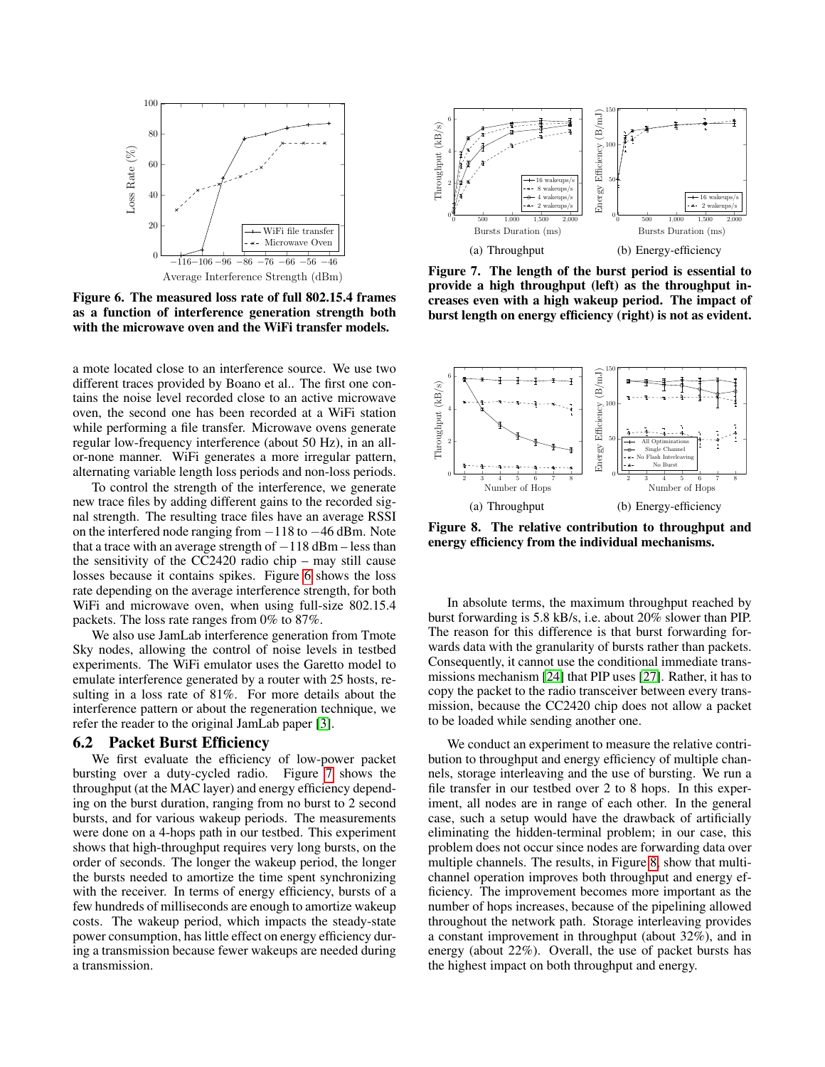Figure 6. The measured loss rate of full 802.15.4 frames as a function of interference generation strength both with the microwave oven and the WiFi transfer models.

a mote located close to an interference source. We use two different traces provided by Boano et al.. The first one contains the noise level recorded close to an active microwave oven, the second one has been recorded at a WiFi station while performing a file transfer. Microwave ovens generate regular low-frequency interference (about 50 Hz), in an all-or-none manner. WiFi generates a more irregular pattern, alternating variable length loss periods and non-loss periods.

To control the strength of the interference, we generate new trace files by adding different gains to the recorded signal strength. The resulting trace files have an average RSSI on the interfered node ranging from −118 to −46 dBm. Note that a trace with an average strength of −118 dBm – less than the sensitivity of the CC2420 radio chip – may still cause losses because it contains spikes. Figure 6 shows the loss rate depending on the average interference strength, for both WiFi and microwave oven, when using full-size 802.15.4 packets. The loss rate ranges from 0% to 87%.

We also use JamLab interference generation from Tmote Sky nodes, allowing the control of noise levels in testbed experiments. The WiFi emulator uses the Garetto model to emulate interference generated by a router with 25 hosts, resulting in a loss rate of 81%. For more details about the interference pattern or about the regeneration technique, we refer the reader to the original JamLab paper [3].

## 6.2 Packet Burst Efficiency

We first evaluate the efficiency of low-power packet bursting over a duty-cycled radio. Figure 7 shows the throughput (at the MAC layer) and energy efficiency depending on the burst duration, ranging from no burst to 2 second bursts, and for various wakeup periods. The measurements were done on a 4-hops path in our testbed. This experiment shows that high-throughput requires very long bursts, on the order of seconds. The longer the wakeup period, the longer the bursts needed to amortize the time spent synchronizing with the receiver. In terms of energy efficiency, bursts of a few hundreds of milliseconds are enough to amortize wakeup costs. The wakeup period, which impacts the steady-state power consumption, has little effect on energy efficiency during a transmission because fewer wakeups are needed during a transmission.

(a) Throughput (b) Energy-efficiency

Figure 7. The length of the burst period is essential to provide a high throughput (left) as the throughput increases even with a high wakeup period. The impact of burst length on energy efficiency (right) is not as evident.

(a) Throughput (b) Energy-efficiency

Figure 8. The relative contribution to throughput and energy efficiency from the individual mechanisms.

In absolute terms, the maximum throughput reached by burst forwarding is 5.8 kB/s, i.e. about 20% slower than PIP. The reason for this difference is that burst forwarding forwards data with the granularity of bursts rather than packets. Consequently, it cannot use the conditional immediate transmissions mechanism [24] that PIP uses [27]. Rather, it has to copy the packet to the radio transceiver between every transmission, because the CC2420 chip does not allow a packet to be loaded while sending another one.

We conduct an experiment to measure the relative contribution to throughput and energy efficiency of multiple channels, storage interleaving and the use of bursting. We run a file transfer in our testbed over 2 to 8 hops. In this experiment, all nodes are in range of each other. In the general case, such a setup would have the drawback of artificially eliminating the hidden-terminal problem; in our case, this problem does not occur since nodes are forwarding data over multiple channels. The results, in Figure 8, show that multi-channel operation improves both throughput and energy efficiency. The improvement becomes more important as the number of hops increases, because of the pipelining allowed throughout the network path. Storage interleaving provides a constant improvement in throughput (about 32%), and in energy (about 22%). Overall, the use of packet bursts has the highest impact on both throughput and energy.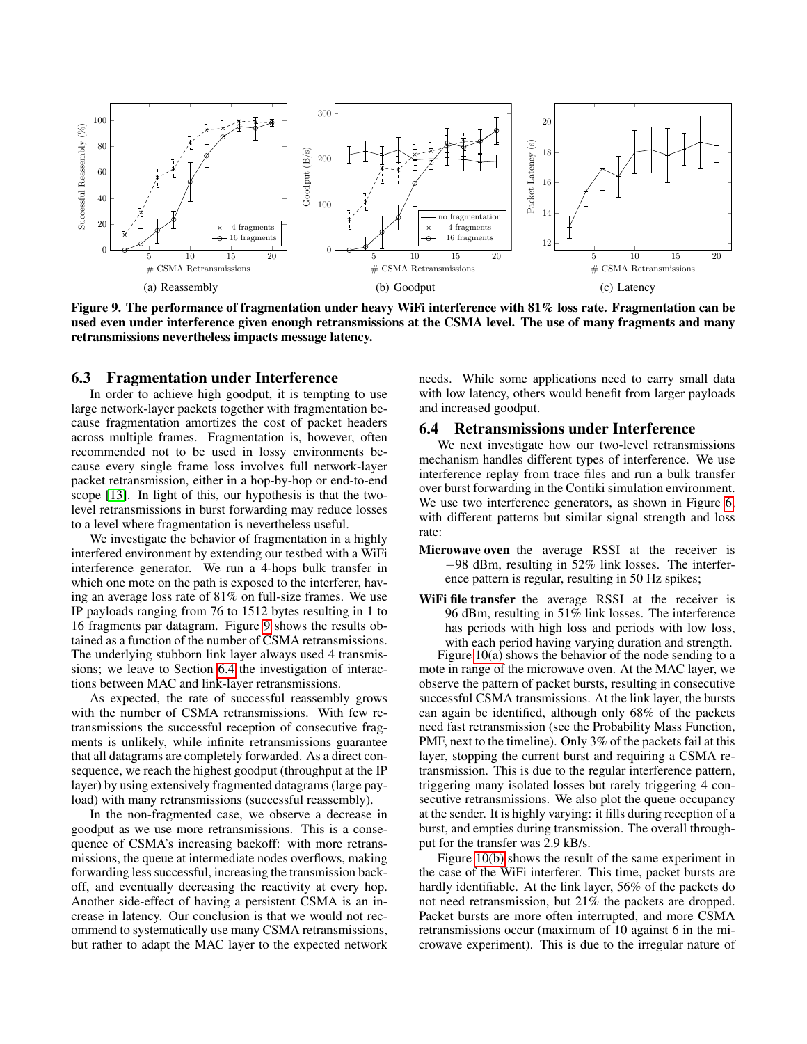(a) Reassembly

(b) Goodput

(c) Latency

**Figure 9. The performance of fragmentation under heavy WiFi interference with 81% loss rate. Fragmentation can be used even under interference given enough retransmissions at the CSMA level. The use of many fragments and many retransmissions nevertheless impacts message latency.**

### 6.3 Fragmentation under Interference

In order to achieve high goodput, it is tempting to use large network-layer packets together with fragmentation because fragmentation amortizes the cost of packet headers across multiple frames. Fragmentation is, however, often recommended not to be used in lossy environments because every single frame loss involves full network-layer packet retransmission, either in a hop-by-hop or end-to-end scope [13]. In light of this, our hypothesis is that the two-level retransmissions in burst forwarding may reduce losses to a level where fragmentation is nevertheless useful.

We investigate the behavior of fragmentation in a highly interfered environment by extending our testbed with a WiFi interference generator. We run a 4-hops bulk transfer in which one mote on the path is exposed to the interferer, having an average loss rate of 81% on full-size frames. We use IP payloads ranging from 76 to 1512 bytes resulting in 1 to 16 fragments par datagram. Figure 9 shows the results obtained as a function of the number of CSMA retransmissions. The underlying stubborn link layer always used 4 transmissions; we leave to Section 6.4 the investigation of interactions between MAC and link-layer retransmissions.

As expected, the rate of successful reassembly grows with the number of CSMA retransmissions. With few retransmissions the successful reception of consecutive fragments is unlikely, while infinite retransmissions guarantee that all datagrams are completely forwarded. As a direct consequence, we reach the highest goodput (throughput at the IP layer) by using extensively fragmented datagrams (large payload) with many retransmissions (successful reassembly).

In the non-fragmented case, we observe a decrease in goodput as we use more retransmissions. This is a consequence of CSMA's increasing backoff: with more retransmissions, the queue at intermediate nodes overflows, making forwarding less successful, increasing the transmission backoff, and eventually decreasing the reactivity at every hop. Another side-effect of having a persistent CSMA is an increase in latency. Our conclusion is that we would not recommend to systematically use many CSMA retransmissions, but rather to adapt the MAC layer to the expected network needs. While some applications need to carry small data with low latency, others would benefit from larger payloads and increased goodput.

### 6.4 Retransmissions under Interference

We next investigate how our two-level retransmissions mechanism handles different types of interference. We use interference replay from trace files and run a bulk transfer over burst forwarding in the Contiki simulation environment. We use two interference generators, as shown in Figure 6, with different patterns but similar signal strength and loss rate:

**Microwave oven** the average RSSI at the receiver is −98 dBm, resulting in 52% link losses. The interference pattern is regular, resulting in 50 Hz spikes;

**WiFi file transfer** the average RSSI at the receiver is 96 dBm, resulting in 51% link losses. The interference has periods with high loss and periods with low loss, with each period having varying duration and strength.

Figure 10(a) shows the behavior of the node sending to a mote in range of the microwave oven. At the MAC layer, we observe the pattern of packet bursts, resulting in consecutive successful CSMA transmissions. At the link layer, the bursts can again be identified, although only 68% of the packets need fast retransmission (see the Probability Mass Function, PMF, next to the timeline). Only 3% of the packets fail at this layer, stopping the current burst and requiring a CSMA retransmission. This is due to the regular interference pattern, triggering many isolated losses but rarely triggering 4 consecutive retransmissions. We also plot the queue occupancy at the sender. It is highly varying: it fills during reception of a burst, and empties during transmission. The overall throughput for the transfer was 2.9 kB/s.

Figure 10(b) shows the result of the same experiment in the case of the WiFi interferer. This time, packet bursts are hardly identifiable. At the link layer, 56% of the packets do not need retransmission, but 21% the packets are dropped. Packet bursts are more often interrupted, and more CSMA retransmissions occur (maximum of 10 against 6 in the microwave experiment). This is due to the irregular nature of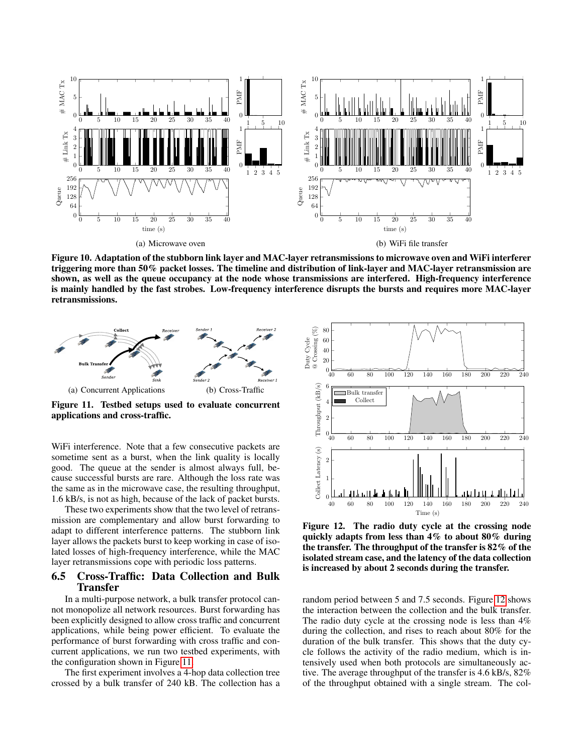(a) Microwave oven

(b) WiFi file transfer

**Figure 10. Adaptation of the stubborn link layer and MAC-layer retransmissions to microwave oven and WiFi interferer triggering more than 50% packet losses. The timeline and distribution of link-layer and MAC-layer retransmission are shown, as well as the queue occupancy at the node whose transmissions are interfered. High-frequency interference is mainly handled by the fast strobes. Low-frequency interference disrupts the bursts and requires more MAC-layer retransmissions.**

(a) Concurrent Applications

(b) Cross-Traffic

**Figure 11. Testbed setups used to evaluate concurrent applications and cross-traffic.**

WiFi interference. Note that a few consecutive packets are sometime sent as a burst, when the link quality is locally good. The queue at the sender is almost always full, because successful bursts are rare. Although the loss rate was the same as in the microwave case, the resulting throughput, 1.6 kB/s, is not as high, because of the lack of packet bursts.

These two experiments show that the two level of retransmission are complementary and allow burst forwarding to adapt to different interference patterns. The stubborn link layer allows the packets burst to keep working in case of isolated losses of high-frequency interference, while the MAC layer retransmissions cope with periodic loss patterns.

## 6.5 Cross-Traffic: Data Collection and Bulk Transfer

In a multi-purpose network, a bulk transfer protocol cannot monopolize all network resources. Burst forwarding has been explicitly designed to allow cross traffic and concurrent applications, while being power efficient. To evaluate the performance of burst forwarding with cross traffic and concurrent applications, we run two testbed experiments, with the configuration shown in Figure 11.

The first experiment involves a 4-hop data collection tree crossed by a bulk transfer of 240 kB. The collection has a random period between 5 and 7.5 seconds. Figure 12 shows the interaction between the collection and the bulk transfer. The radio duty cycle at the crossing node is less than 4% during the collection, and rises to reach about 80% for the duration of the bulk transfer. This shows that the duty cycle follows the activity of the radio medium, which is intensively used when both protocols are simultaneously active. The average throughput of the transfer is 4.6 kB/s, 82% of the throughput obtained with a single stream. The col-

**Figure 12. The radio duty cycle at the crossing node quickly adapts from less than 4% to about 80% during the transfer. The throughput of the transfer is 82% of the isolated stream case, and the latency of the data collection is increased by about 2 seconds during the transfer.**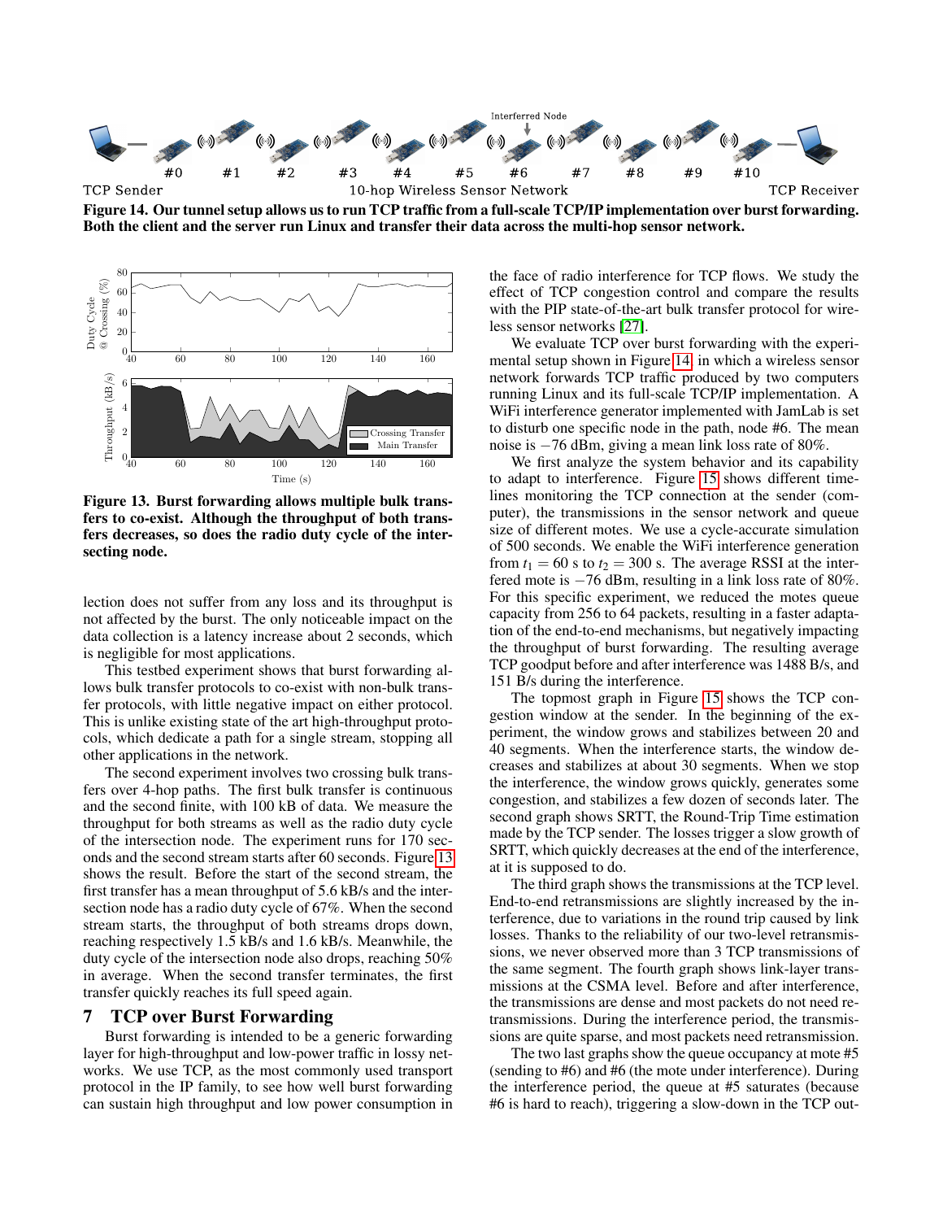Figure 14. Our tunnel setup allows us to run TCP traffic from a full-scale TCP/IP implementation over burst forwarding. Both the client and the server run Linux and transfer their data across the multi-hop sensor network.

Figure 13. Burst forwarding allows multiple bulk transfers to co-exist. Although the throughput of both transfers decreases, so does the radio duty cycle of the intersecting node.

lection does not suffer from any loss and its throughput is not affected by the burst. The only noticeable impact on the data collection is a latency increase about 2 seconds, which is negligible for most applications.

This testbed experiment shows that burst forwarding allows bulk transfer protocols to co-exist with non-bulk transfer protocols, with little negative impact on either protocol. This is unlike existing state of the art high-throughput protocols, which dedicate a path for a single stream, stopping all other applications in the network.

The second experiment involves two crossing bulk transfers over 4-hop paths. The first bulk transfer is continuous and the second finite, with 100 kB of data. We measure the throughput for both streams as well as the radio duty cycle of the intersection node. The experiment runs for 170 seconds and the second stream starts after 60 seconds. Figure 13 shows the result. Before the start of the second stream, the first transfer has a mean throughput of 5.6 kB/s and the intersection node has a radio duty cycle of 67%. When the second stream starts, the throughput of both streams drops down, reaching respectively 1.5 kB/s and 1.6 kB/s. Meanwhile, the duty cycle of the intersection node also drops, reaching 50% in average. When the second transfer terminates, the first transfer quickly reaches its full speed again.

## 7 TCP over Burst Forwarding

Burst forwarding is intended to be a generic forwarding layer for high-throughput and low-power traffic in lossy networks. We use TCP, as the most commonly used transport protocol in the IP family, to see how well burst forwarding can sustain high throughput and low power consumption in the face of radio interference for TCP flows. We study the effect of TCP congestion control and compare the results with the PIP state-of-the-art bulk transfer protocol for wireless sensor networks [27].

We evaluate TCP over burst forwarding with the experimental setup shown in Figure 14, in which a wireless sensor network forwards TCP traffic produced by two computers running Linux and its full-scale TCP/IP implementation. A WiFi interference generator implemented with JamLab is set to disturb one specific node in the path, node #6. The mean noise is $-76$ dBm, giving a mean link loss rate of 80%.

We first analyze the system behavior and its capability to adapt to interference. Figure 15 shows different timelines monitoring the TCP connection at the sender (computer), the transmissions in the sensor network and queue size of different motes. We use a cycle-accurate simulation of 500 seconds. We enable the WiFi interference generation from $t_1 = 60$ s to $t_2 = 300$ s. The average RSSI at the interfered mote is $-76$ dBm, resulting in a link loss rate of 80%. For this specific experiment, we reduced the motes queue capacity from 256 to 64 packets, resulting in a faster adaptation of the end-to-end mechanisms, but negatively impacting the throughput of burst forwarding. The resulting average TCP goodput before and after interference was 1488 B/s, and 151 B/s during the interference.

The topmost graph in Figure 15 shows the TCP congestion window at the sender. In the beginning of the experiment, the window grows and stabilizes between 20 and 40 segments. When the interference starts, the window decreases and stabilizes at about 30 segments. When we stop the interference, the window grows quickly, generates some congestion, and stabilizes a few dozen of seconds later. The second graph shows SRTT, the Round-Trip Time estimation made by the TCP sender. The losses trigger a slow growth of SRTT, which quickly decreases at the end of the interference, at it is supposed to do.

The third graph shows the transmissions at the TCP level. End-to-end retransmissions are slightly increased by the interference, due to variations in the round trip caused by link losses. Thanks to the reliability of our two-level retransmissions, we never observed more than 3 TCP transmissions of the same segment. The fourth graph shows link-layer transmissions at the CSMA level. Before and after interference, the transmissions are dense and most packets do not need retransmissions. During the interference period, the transmissions are quite sparse, and most packets need retransmission.

The two last graphs show the queue occupancy at mote #5 (sending to #6) and #6 (the mote under interference). During the interference period, the queue at #5 saturates (because #6 is hard to reach), triggering a slow-down in the TCP out-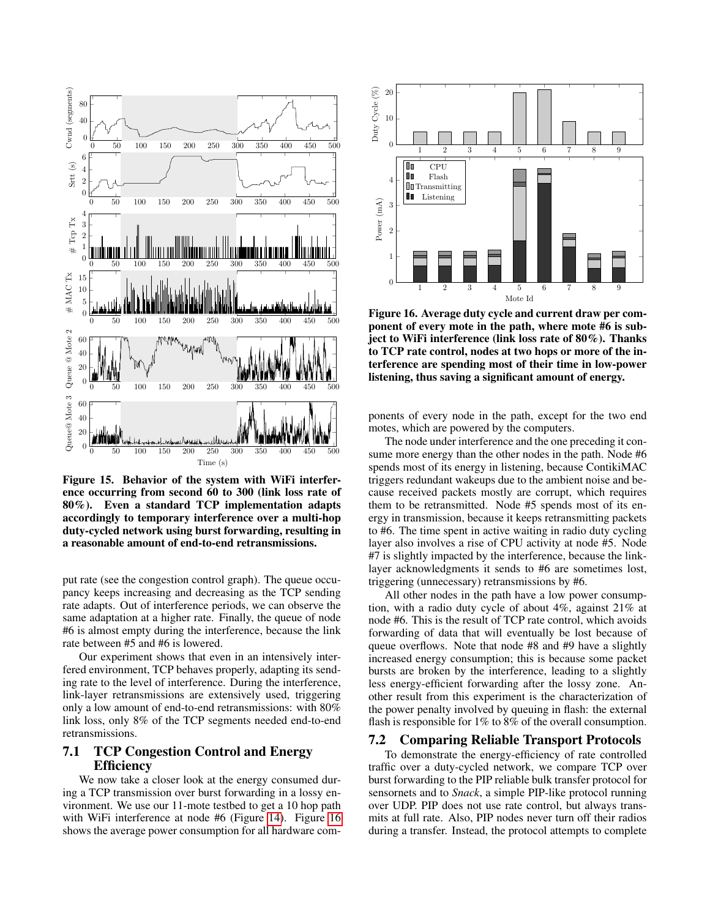Figure 15. Behavior of the system with WiFi interference occurring from second 60 to 300 (link loss rate of 80%). Even a standard TCP implementation adapts accordingly to temporary interference over a multi-hop duty-cycled network using burst forwarding, resulting in a reasonable amount of end-to-end retransmissions.

put rate (see the congestion control graph). The queue occupancy keeps increasing and decreasing as the TCP sending rate adapts. Out of interference periods, we can observe the same adaptation at a higher rate. Finally, the queue of node #6 is almost empty during the interference, because the link rate between #5 and #6 is lowered.

Our experiment shows that even in an intensively interfered environment, TCP behaves properly, adapting its sending rate to the level of interference. During the interference, link-layer retransmissions are extensively used, triggering only a low amount of end-to-end retransmissions: with 80% link loss, only 8% of the TCP segments needed end-to-end retransmissions.

## 7.1 TCP Congestion Control and Energy Efficiency

We now take a closer look at the energy consumed during a TCP transmission over burst forwarding in a lossy environment. We use our 11-mote testbed to get a 10 hop path with WiFi interference at node #6 (Figure 14). Figure 16 shows the average power consumption for all hardware components of every node in the path, except for the two end motes, which are powered by the computers.

Figure 16. Average duty cycle and current draw per component of every mote in the path, where mote #6 is subject to WiFi interference (link loss rate of 80%). Thanks to TCP rate control, nodes at two hops or more of the interference are spending most of their time in low-power listening, thus saving a significant amount of energy.

The node under interference and the one preceding it consume more energy than the other nodes in the path. Node #6 spends most of its energy in listening, because ContikiMAC triggers redundant wakeups due to the ambient noise and because received packets mostly are corrupt, which requires them to be retransmitted. Node #5 spends most of its energy in transmission, because it keeps retransmitting packets to #6. The time spent in active waiting in radio duty cycling layer also involves a rise of CPU activity at node #5. Node #7 is slightly impacted by the interference, because the link-layer acknowledgments it sends to #6 are sometimes lost, triggering (unnecessary) retransmissions by #6.

All other nodes in the path have a low power consumption, with a radio duty cycle of about 4%, against 21% at node #6. This is the result of TCP rate control, which avoids forwarding of data that will eventually be lost because of queue overflows. Note that node #8 and #9 have a slightly increased energy consumption; this is because some packet bursts are broken by the interference, leading to a slightly less energy-efficient forwarding after the lossy zone. Another result from this experiment is the characterization of the power penalty involved by queuing in flash: the external flash is responsible for 1% to 8% of the overall consumption.

## 7.2 Comparing Reliable Transport Protocols

To demonstrate the energy-efficiency of rate controlled traffic over a duty-cycled network, we compare TCP over burst forwarding to the PIP reliable bulk transfer protocol for sensornets and to *Snack*, a simple PIP-like protocol running over UDP. PIP does not use rate control, but always transmits at full rate. Also, PIP nodes never turn off their radios during a transfer. Instead, the protocol attempts to complete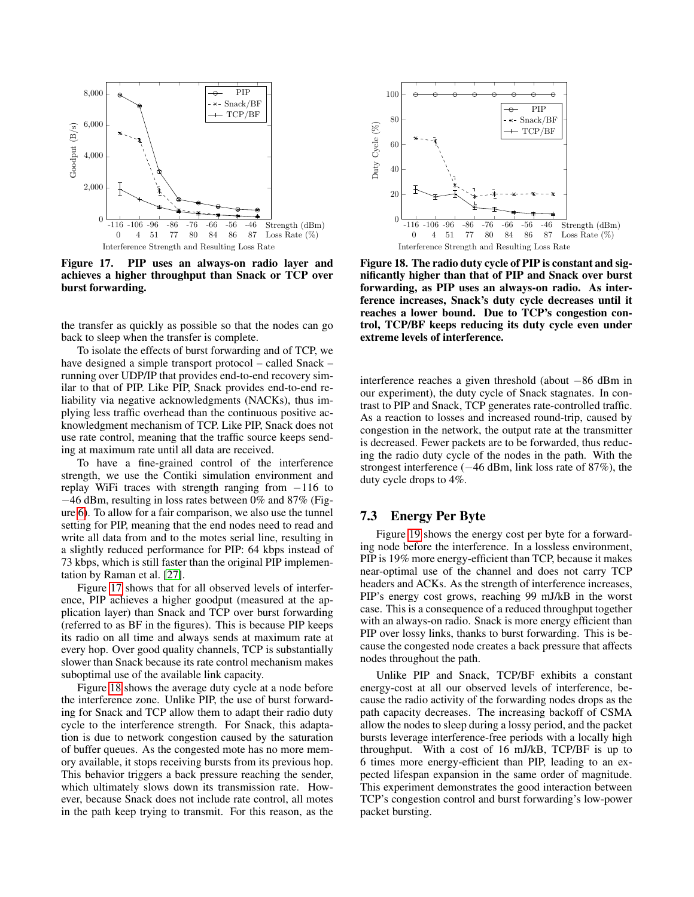Figure 17. PIP uses an always-on radio layer and achieves a higher throughput than Snack or TCP over burst forwarding.

Figure 18. The radio duty cycle of PIP is constant and significantly higher than that of PIP and Snack over burst forwarding, as PIP uses an always-on radio. As interference increases, Snack's duty cycle decreases until it reaches a lower bound. Due to TCP's congestion control, TCP/BF keeps reducing its duty cycle even under extreme levels of interference.

the transfer as quickly as possible so that the nodes can go back to sleep when the transfer is complete.

To isolate the effects of burst forwarding and of TCP, we have designed a simple transport protocol – called Snack – running over UDP/IP that provides end-to-end recovery similar to that of PIP. Like PIP, Snack provides end-to-end reliability via negative acknowledgments (NACKs), thus implying less traffic overhead than the continuous positive acknowledgment mechanism of TCP. Like PIP, Snack does not use rate control, meaning that the traffic source keeps sending at maximum rate until all data are received.

To have a fine-grained control of the interference strength, we use the Contiki simulation environment and replay WiFi traces with strength ranging from $-116$ to $-46$ dBm, resulting in loss rates between 0% and 87% (Figure 6). To allow for a fair comparison, we also use the tunnel setting for PIP, meaning that the end nodes need to read and write all data from and to the motes serial line, resulting in a slightly reduced performance for PIP: 64 kbps instead of 73 kbps, which is still faster than the original PIP implementation by Raman et al. [27].

Figure 17 shows that for all observed levels of interference, PIP achieves a higher goodput (measured at the application layer) than Snack and TCP over burst forwarding (referred to as BF in the figures). This is because PIP keeps its radio on all time and always sends at maximum rate at every hop. Over good quality channels, TCP is substantially slower than Snack because its rate control mechanism makes suboptimal use of the available link capacity.

Figure 18 shows the average duty cycle at a node before the interference zone. Unlike PIP, the use of burst forwarding for Snack and TCP allow them to adapt their radio duty cycle to the interference strength. For Snack, this adaptation is due to network congestion caused by the saturation of buffer queues. As the congested mote has no more memory available, it stops receiving bursts from its previous hop. This behavior triggers a back pressure reaching the sender, which ultimately slows down its transmission rate. However, because Snack does not include rate control, all motes in the path keep trying to transmit. For this reason, as the interference reaches a given threshold (about $-86$ dBm in our experiment), the duty cycle of Snack stagnates. In contrast to PIP and Snack, TCP generates rate-controlled traffic. As a reaction to losses and increased round-trip, caused by congestion in the network, the output rate at the transmitter is decreased. Fewer packets are to be forwarded, thus reducing the radio duty cycle of the nodes in the path. With the strongest interference ($-46$ dBm, link loss rate of 87%), the duty cycle drops to 4%.

## 7.3 Energy Per Byte

Figure 19 shows the energy cost per byte for a forwarding node before the interference. In a lossless environment, PIP is 19% more energy-efficient than TCP, because it makes near-optimal use of the channel and does not carry TCP headers and ACKs. As the strength of interference increases, PIP's energy cost grows, reaching 99 mJ/kB in the worst case. This is a consequence of a reduced throughput together with an always-on radio. Snack is more energy efficient than PIP over lossy links, thanks to burst forwarding. This is because the congested node creates a back pressure that affects nodes throughout the path.

Unlike PIP and Snack, TCP/BF exhibits a constant energy-cost at all our observed levels of interference, because the radio activity of the forwarding nodes drops as the path capacity decreases. The increasing backoff of CSMA allow the nodes to sleep during a lossy period, and the packet bursts leverage interference-free periods with a locally high throughput. With a cost of 16 mJ/kB, TCP/BF is up to 6 times more energy-efficient than PIP, leading to an expected lifespan expansion in the same order of magnitude. This experiment demonstrates the good interaction between TCP's congestion control and burst forwarding's low-power packet bursting.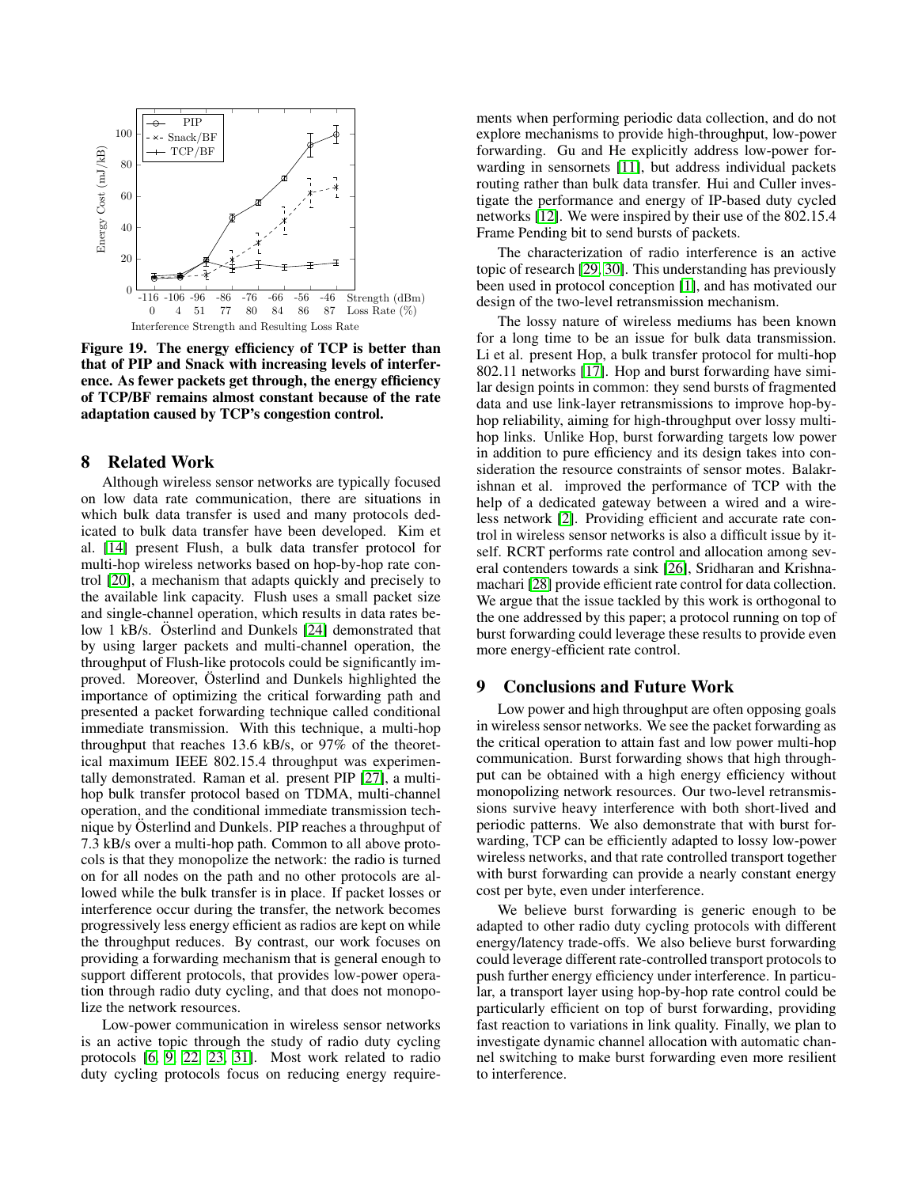Figure 19. The energy efficiency of TCP is better than that of PIP and Snack with increasing levels of interference. As fewer packets get through, the energy efficiency of TCP/BF remains almost constant because of the rate adaptation caused by TCP's congestion control.

## 8 Related Work

Although wireless sensor networks are typically focused on low data rate communication, there are situations in which bulk data transfer is used and many protocols dedicated to bulk data transfer have been developed. Kim et al. [14] present Flush, a bulk data transfer protocol for multi-hop wireless networks based on hop-by-hop rate control [20], a mechanism that adapts quickly and precisely to the available link capacity. Flush uses a small packet size and single-channel operation, which results in data rates below 1 kB/s. Österlind and Dunkels [24] demonstrated that by using larger packets and multi-channel operation, the throughput of Flush-like protocols could be significantly improved. Moreover, Österlind and Dunkels highlighted the importance of optimizing the critical forwarding path and presented a packet forwarding technique called conditional immediate transmission. With this technique, a multi-hop throughput that reaches 13.6 kB/s, or 97% of the theoretical maximum IEEE 802.15.4 throughput was experimentally demonstrated. Raman et al. present PIP [27], a multi-hop bulk transfer protocol based on TDMA, multi-channel operation, and the conditional immediate transmission technique by Österlind and Dunkels. PIP reaches a throughput of 7.3 kB/s over a multi-hop path. Common to all above protocols is that they monopolize the network: the radio is turned on for all nodes on the path and no other protocols are allowed while the bulk transfer is in place. If packet losses or interference occur during the transfer, the network becomes progressively less energy efficient as radios are kept on while the throughput reduces. By contrast, our work focuses on providing a forwarding mechanism that is general enough to support different protocols, that provides low-power operation through radio duty cycling, and that does not monopolize the network resources.

Low-power communication in wireless sensor networks is an active topic through the study of radio duty cycling protocols [6, 9, 22, 23, 31]. Most work related to radio duty cycling protocols focus on reducing energy requirements when performing periodic data collection, and do not explore mechanisms to provide high-throughput, low-power forwarding. Gu and He explicitly address low-power forwarding in sensornets [11], but address individual packets routing rather than bulk data transfer. Hui and Culler investigate the performance and energy of IP-based duty cycled networks [12]. We were inspired by their use of the 802.15.4 Frame Pending bit to send bursts of packets.

The characterization of radio interference is an active topic of research [29, 30]. This understanding has previously been used in protocol conception [1], and has motivated our design of the two-level retransmission mechanism.

The lossy nature of wireless mediums has been known for a long time to be an issue for bulk data transmission. Li et al. present Hop, a bulk transfer protocol for multi-hop 802.11 networks [17]. Hop and burst forwarding have similar design points in common: they send bursts of fragmented data and use link-layer retransmissions to improve hop-by-hop reliability, aiming for high-throughput over lossy multi-hop links. Unlike Hop, burst forwarding targets low power in addition to pure efficiency and its design takes into consideration the resource constraints of sensor motes. Balakrishnan et al. improved the performance of TCP with the help of a dedicated gateway between a wired and a wireless network [2]. Providing efficient and accurate rate control in wireless sensor networks is also a difficult issue by itself. RCRT performs rate control and allocation among several contenders towards a sink [26], Sridharan and Krishnamachari [28] provide efficient rate control for data collection. We argue that the issue tackled by this work is orthogonal to the one addressed by this paper; a protocol running on top of burst forwarding could leverage these results to provide even more energy-efficient rate control.

## 9 Conclusions and Future Work

Low power and high throughput are often opposing goals in wireless sensor networks. We see the packet forwarding as the critical operation to attain fast and low power multi-hop communication. Burst forwarding shows that high throughput can be obtained with a high energy efficiency without monopolizing network resources. Our two-level retransmissions survive heavy interference with both short-lived and periodic patterns. We also demonstrate that with burst forwarding, TCP can be efficiently adapted to lossy low-power wireless networks, and that rate controlled transport together with burst forwarding can provide a nearly constant energy cost per byte, even under interference.

We believe burst forwarding is generic enough to be adapted to other radio duty cycling protocols with different energy/latency trade-offs. We also believe burst forwarding could leverage different rate-controlled transport protocols to push further energy efficiency under interference. In particular, a transport layer using hop-by-hop rate control could be particularly efficient on top of burst forwarding, providing fast reaction to variations in link quality. Finally, we plan to investigate dynamic channel allocation with automatic channel switching to make burst forwarding even more resilient to interference.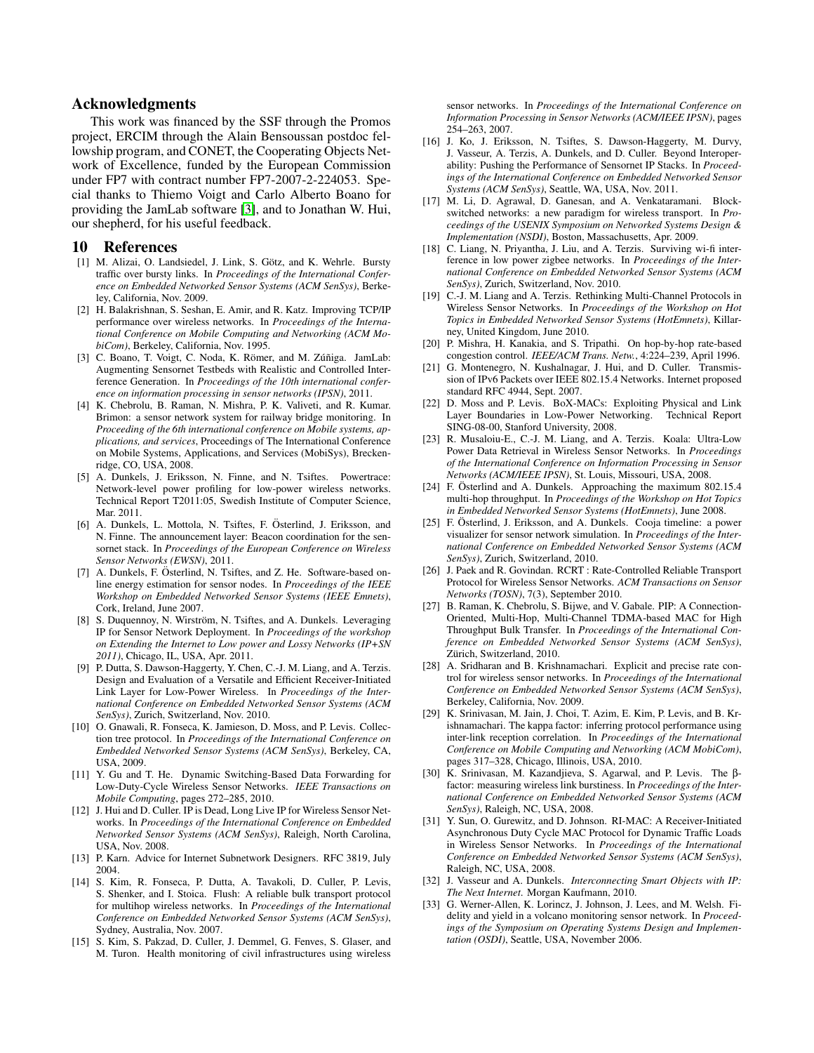## Acknowledgments

This work was financed by the SSF through the Promos project, ERCIM through the Alain Bensoussan postdoc fellowship program, and CONET, the Cooperating Objects Network of Excellence, funded by the European Commission under FP7 with contract number FP7-2007-2-224053. Special thanks to Thiemo Voigt and Carlo Alberto Boano for providing the JamLab software [3], and to Jonathan W. Hui, our shepherd, for his useful feedback.

# 10 References

[1] M. Alizai, O. Landsiedel, J. Link, S. Götz, and K. Wehrle. Bursty traffic over bursty links. In *Proceedings of the International Conference on Embedded Networked Sensor Systems (ACM SenSys)*, Berkeley, California, Nov. 2009.

[2] H. Balakrishnan, S. Seshan, E. Amir, and R. Katz. Improving TCP/IP performance over wireless networks. In *Proceedings of the International Conference on Mobile Computing and Networking (ACM MobiCom)*, Berkeley, California, Nov. 1995.

[3] C. Boano, T. Voigt, C. Noda, K. Römer, and M. Zúñiga. JamLab: Augmenting Sensornet Testbeds with Realistic and Controlled Interference Generation. In *Proceedings of the 10th international conference on information processing in sensor networks (IPSN)*, 2011.

[4] K. Chebrolu, B. Raman, N. Mishra, P. K. Valiveti, and R. Kumar. Brimon: a sensor network system for railway bridge monitoring. In *Proceeding of the 6th international conference on Mobile systems, applications, and services*, Proceedings of The International Conference on Mobile Systems, Applications, and Services (MobiSys), Breckenridge, CO, USA, 2008.

[5] A. Dunkels, J. Eriksson, N. Finne, and N. Tsiftes. Powertrace: Network-level power profiling for low-power wireless networks. Technical Report T2011:05, Swedish Institute of Computer Science, Mar. 2011.

[6] A. Dunkels, L. Mottola, N. Tsiftes, F. Österlind, J. Eriksson, and N. Finne. The announcement layer: Beacon coordination for the sensornet stack. In *Proceedings of the European Conference on Wireless Sensor Networks (EWSN)*, 2011.

[7] A. Dunkels, F. Österlind, N. Tsiftes, and Z. He. Software-based online energy estimation for sensor nodes. In *Proceedings of the IEEE Workshop on Embedded Networked Sensor Systems (IEEE Emnets)*, Cork, Ireland, June 2007.

[8] S. Duquennoy, N. Wirström, N. Tsiftes, and A. Dunkels. Leveraging IP for Sensor Network Deployment. In *Proceedings of the workshop on Extending the Internet to Low power and Lossy Networks (IP+SN 2011)*, Chicago, IL, USA, Apr. 2011.

[9] P. Dutta, S. Dawson-Haggerty, Y. Chen, C.-J. M. Liang, and A. Terzis. Design and Evaluation of a Versatile and Efficient Receiver-Initiated Link Layer for Low-Power Wireless. In *Proceedings of the International Conference on Embedded Networked Sensor Systems (ACM SenSys)*, Zurich, Switzerland, Nov. 2010.

[10] O. Gnawali, R. Fonseca, K. Jamieson, D. Moss, and P. Levis. Collection tree protocol. In *Proceedings of the International Conference on Embedded Networked Sensor Systems (ACM SenSys)*, Berkeley, CA, USA, 2009.

[11] Y. Gu and T. He. Dynamic Switching-Based Data Forwarding for Low-Duty-Cycle Wireless Sensor Networks. *IEEE Transactions on Mobile Computing*, pages 272–285, 2010.

[12] J. Hui and D. Culler. IP is Dead, Long Live IP for Wireless Sensor Networks. In *Proceedings of the International Conference on Embedded Networked Sensor Systems (ACM SenSys)*, Raleigh, North Carolina, USA, Nov. 2008.

[13] P. Karn. Advice for Internet Subnetwork Designers. RFC 3819, July 2004.

[14] S. Kim, R. Fonseca, P. Dutta, A. Tavakoli, D. Culler, P. Levis, S. Shenker, and I. Stoica. Flush: A reliable bulk transport protocol for multihop wireless networks. In *Proceedings of the International Conference on Embedded Networked Sensor Systems (ACM SenSys)*, Sydney, Australia, Nov. 2007.

[15] S. Kim, S. Pakzad, D. Culler, J. Demmel, G. Fenves, S. Glaser, and M. Turon. Health monitoring of civil infrastructures using wireless sensor networks. In *Proceedings of the International Conference on Information Processing in Sensor Networks (ACM/IEEE IPSN)*, pages 254–263, 2007.

[16] J. Ko, J. Eriksson, N. Tsiftes, S. Dawson-Haggerty, M. Durvy, J. Vasseur, A. Terzis, A. Dunkels, and D. Culler. Beyond Interoperability: Pushing the Performance of Sensornet IP Stacks. In *Proceedings of the International Conference on Embedded Networked Sensor Systems (ACM SenSys)*, Seattle, WA, USA, Nov. 2011.

[17] M. Li, D. Agrawal, D. Ganesan, and A. Venkataramani. Block-switched networks: a new paradigm for wireless transport. In *Proceedings of the USENIX Symposium on Networked Systems Design & Implementation (NSDI)*, Boston, Massachusetts, Apr. 2009.

[18] C. Liang, N. Priyantha, J. Liu, and A. Terzis. Surviving wi-fi interference in low power zigbee networks. In *Proceedings of the International Conference on Embedded Networked Sensor Systems (ACM SenSys)*, Zurich, Switzerland, Nov. 2010.

[19] C.-J. M. Liang and A. Terzis. Rethinking Multi-Channel Protocols in Wireless Sensor Networks. In *Proceedings of the Workshop on Hot Topics in Embedded Networked Sensor Systems (HotEmnets)*, Killarney, United Kingdom, June 2010.

[20] P. Mishra, H. Kanakia, and S. Tripathi. On hop-by-hop rate-based congestion control. *IEEE/ACM Trans. Netw.*, 4:224–239, April 1996.

[21] G. Montenegro, N. Kushalnagar, J. Hui, and D. Culler. Transmission of IPv6 Packets over IEEE 802.15.4 Networks. Internet proposed standard RFC 4944, Sept. 2007.

[22] D. Moss and P. Levis. BoX-MACs: Exploiting Physical and Link Layer Boundaries in Low-Power Networking. Technical Report SING-08-00, Stanford University, 2008.

[23] R. Musaloiu-E., C.-J. M. Liang, and A. Terzis. Koala: Ultra-Low Power Data Retrieval in Wireless Sensor Networks. In *Proceedings of the International Conference on Information Processing in Sensor Networks (ACM/IEEE IPSN)*, St. Louis, Missouri, USA, 2008.

[24] F. Österlind and A. Dunkels. Approaching the maximum 802.15.4 multi-hop throughput. In *Proceedings of the Workshop on Hot Topics in Embedded Networked Sensor Systems (HotEmnets)*, June 2008.

[25] F. Österlind, J. Eriksson, and A. Dunkels. Cooja timeline: a power visualizer for sensor network simulation. In *Proceedings of the International Conference on Embedded Networked Sensor Systems (ACM SenSys)*, Zurich, Switzerland, 2010.

[26] J. Paek and R. Govindan. RCRT : Rate-Controlled Reliable Transport Protocol for Wireless Sensor Networks. *ACM Transactions on Sensor Networks (TOSN)*, 7(3), September 2010.

[27] B. Raman, K. Chebrolu, S. Bijwe, and V. Gabale. PIP: A Connection-Oriented, Multi-Hop, Multi-Channel TDMA-based MAC for High Throughput Bulk Transfer. In *Proceedings of the International Conference on Embedded Networked Sensor Systems (ACM SenSys)*, Zürich, Switzerland, 2010.

[28] A. Sridharan and B. Krishnamachari. Explicit and precise rate control for wireless sensor networks. In *Proceedings of the International Conference on Embedded Networked Sensor Systems (ACM SenSys)*, Berkeley, California, Nov. 2009.

[29] K. Srinivasan, M. Jain, J. Choi, T. Azim, E. Kim, P. Levis, and B. Krishnamachari. The kappa factor: inferring protocol performance using inter-link reception correlation. In *Proceedings of the International Conference on Mobile Computing and Networking (ACM MobiCom)*, pages 317–328, Chicago, Illinois, USA, 2010.

[30] K. Srinivasan, M. Kazandjieva, S. Agarwal, and P. Levis. The β-factor: measuring wireless link burstiness. In *Proceedings of the International Conference on Embedded Networked Sensor Systems (ACM SenSys)*, Raleigh, NC, USA, 2008.

[31] Y. Sun, O. Gurewitz, and D. Johnson. RI-MAC: A Receiver-Initiated Asynchronous Duty Cycle MAC Protocol for Dynamic Traffic Loads in Wireless Sensor Networks. In *Proceedings of the International Conference on Embedded Networked Sensor Systems (ACM SenSys)*, Raleigh, NC, USA, 2008.

[32] J. Vasseur and A. Dunkels. *Interconnecting Smart Objects with IP: The Next Internet*. Morgan Kaufmann, 2010.

[33] G. Werner-Allen, K. Lorincz, J. Johnson, J. Lees, and M. Welsh. Fidelity and yield in a volcano monitoring sensor network. In *Proceedings of the Symposium on Operating Systems Design and Implementation (OSDI)*, Seattle, USA, November 2006.